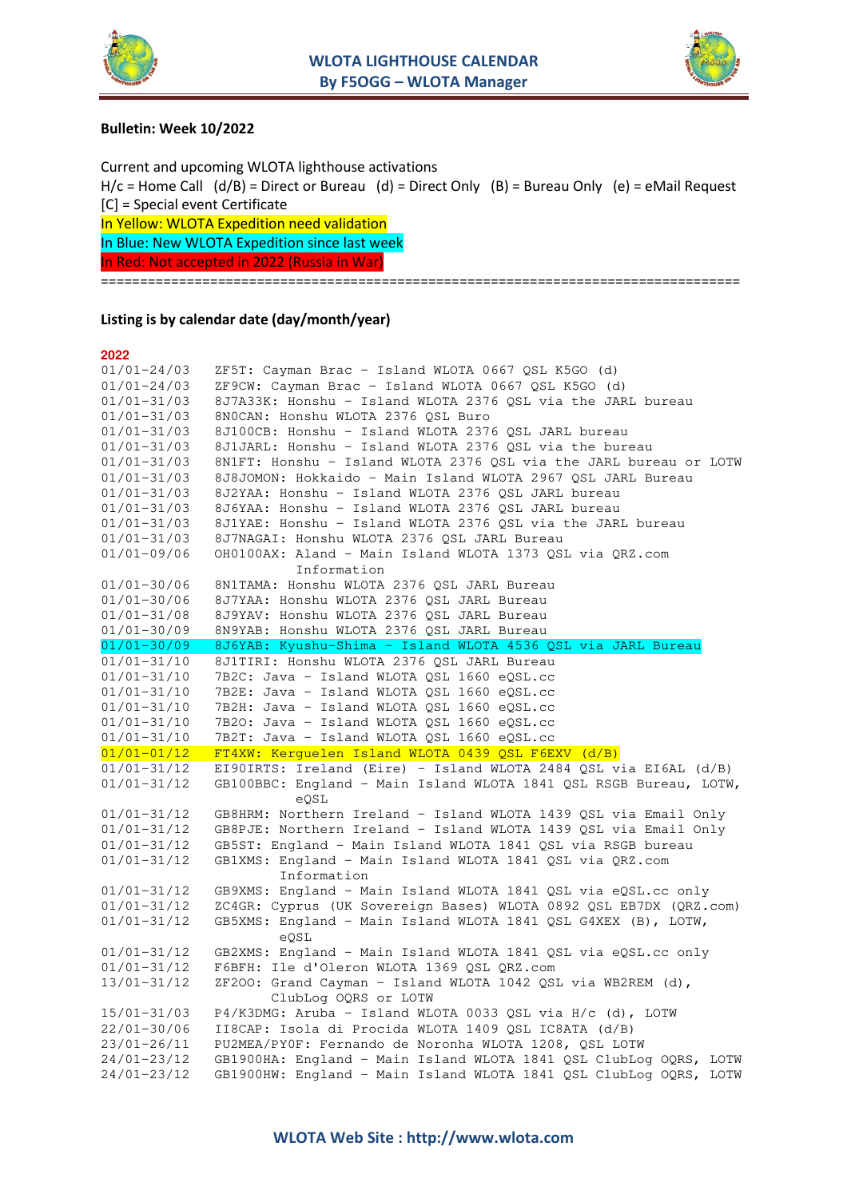# WLOTA LIGHTHOUSE CALENDAR
## By F5OGG – WLOTA Manager

**Bulletin: Week 10/2022**

Current and upcoming WLOTA lighthouse activations

H/c = Home Call (d/B) = Direct or Bureau (d) = Direct Only (B) = Bureau Only (e) = eMail Request

[C] = Special event Certificate

In Yellow: WLOTA Expedition need validation

In Blue: New WLOTA Expedition since last week

In Red: Not accepted in 2022 (Russia in War)

================================================================================

**Listing is by calendar date (day/month/year)**

**2022**

```
01/01-24/03   ZF5T: Cayman Brac - Island WLOTA 0667 QSL K5GO (d)
01/01-24/03   ZF9CW: Cayman Brac - Island WLOTA 0667 QSL K5GO (d)
01/01-31/03   8J7A33K: Honshu - Island WLOTA 2376 QSL via the JARL bureau
01/01-31/03   8N0CAN: Honshu WLOTA 2376 QSL Buro
01/01-31/03   8J100CB: Honshu - Island WLOTA 2376 QSL JARL bureau
01/01-31/03   8J1JARL: Honshu - Island WLOTA 2376 QSL via the bureau
01/01-31/03   8N1FT: Honshu - Island WLOTA 2376 QSL via the JARL bureau or LOTW
01/01-31/03   8J8JOMON: Hokkaido - Main Island WLOTA 2967 QSL JARL Bureau
01/01-31/03   8J2YAA: Honshu - Island WLOTA 2376 QSL JARL bureau
01/01-31/03   8J6YAA: Honshu - Island WLOTA 2376 QSL JARL bureau
01/01-31/03   8J1YAE: Honshu - Island WLOTA 2376 QSL via the JARL bureau
01/01-31/03   8J7NAGAI: Honshu WLOTA 2376 QSL JARL Bureau
01/01-09/06   OH0100AX: Aland - Main Island WLOTA 1373 QSL via QRZ.com
                        Information
01/01-30/06   8N1TAMA: Honshu WLOTA 2376 QSL JARL Bureau
01/01-30/06   8J7YAA: Honshu WLOTA 2376 QSL JARL Bureau
01/01-31/08   8J9YAV: Honshu WLOTA 2376 QSL JARL Bureau
01/01-30/09   8N9YAB: Honshu WLOTA 2376 QSL JARL Bureau
01/01-30/09   8J6YAB: Kyushu-Shima - Island WLOTA 4536 QSL via JARL Bureau
01/01-31/10   8J1TIRI: Honshu WLOTA 2376 QSL JARL Bureau
01/01-31/10   7B2C: Java - Island WLOTA QSL 1660 eQSL.cc
01/01-31/10   7B2E: Java - Island WLOTA QSL 1660 eQSL.cc
01/01-31/10   7B2H: Java - Island WLOTA QSL 1660 eQSL.cc
01/01-31/10   7B2O: Java - Island WLOTA QSL 1660 eQSL.cc
01/01-31/10   7B2T: Java - Island WLOTA QSL 1660 eQSL.cc
01/01-01/12   FT4XW: Kerguelen Island WLOTA 0439 QSL F6EXV (d/B)
01/01-31/12   EI90IRTS: Ireland (Eire) - Island WLOTA 2484 QSL via EI6AL (d/B)
01/01-31/12   GB100BBC: England - Main Island WLOTA 1841 QSL RSGB Bureau, LOTW,
                        eQSL
01/01-31/12   GB8HRM: Northern Ireland - Island WLOTA 1439 QSL via Email Only
01/01-31/12   GB8PJE: Northern Ireland - Island WLOTA 1439 QSL via Email Only
01/01-31/12   GB5ST: England - Main Island WLOTA 1841 QSL via RSGB bureau
01/01-31/12   GB1XMS: England - Main Island WLOTA 1841 QSL via QRZ.com
                        Information
01/01-31/12   GB9XMS: England - Main Island WLOTA 1841 QSL via eQSL.cc only
01/01-31/12   ZC4GR: Cyprus (UK Sovereign Bases) WLOTA 0892 QSL EB7DX (QRZ.com)
01/01-31/12   GB5XMS: England - Main Island WLOTA 1841 QSL G4XEX (B), LOTW,
                        eQSL
01/01-31/12   GB2XMS: England - Main Island WLOTA 1841 QSL via eQSL.cc only
01/01-31/12   F6BFH: Ile d'Oleron WLOTA 1369 QSL QRZ.com
13/01-31/12   ZF2OO: Grand Cayman - Island WLOTA 1042 QSL via WB2REM (d),
                        ClubLog OQRS or LOTW
15/01-31/03   P4/K3DMG: Aruba - Island WLOTA 0033 QSL via H/c (d), LOTW
22/01-30/06   II8CAP: Isola di Procida WLOTA 1409 QSL IC8ATA (d/B)
23/01-26/11   PU2MEA/PY0F: Fernando de Noronha WLOTA 1208, QSL LOTW
24/01-23/12   GB1900HA: England - Main Island WLOTA 1841 QSL ClubLog OQRS, LOTW
24/01-23/12   GB1900HW: England - Main Island WLOTA 1841 QSL ClubLog OQRS, LOTW
```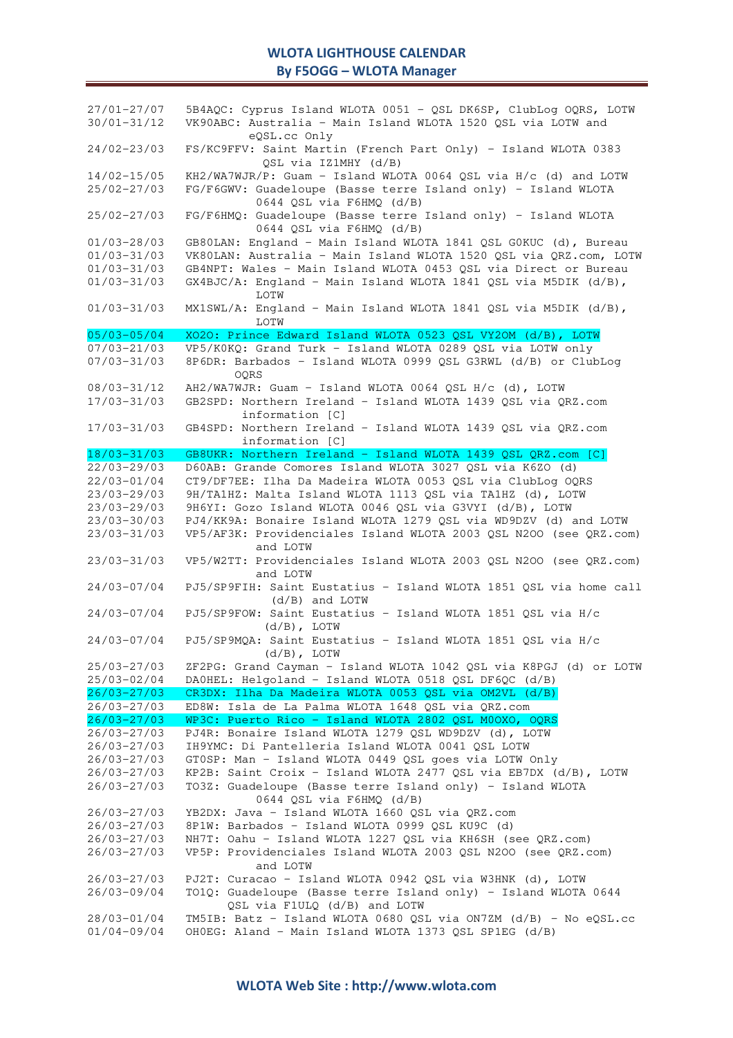# WLOTA LIGHTHOUSE CALENDAR
## By F5OGG – WLOTA Manager

| | |
|---|---|
| 27/01-27/07 | 5B4AQC: Cyprus Island WLOTA 0051 - QSL DK6SP, ClubLog OQRS, LOTW |
| 30/01-31/12 | VK90ABC: Australia - Main Island WLOTA 1520 QSL via LOTW and eQSL.cc Only |
| 24/02-23/03 | FS/KC9FFV: Saint Martin (French Part Only) - Island WLOTA 0383 QSL via IZ1MHY (d/B) |
| 14/02-15/05 | KH2/WA7WJR/P: Guam - Island WLOTA 0064 QSL via H/c (d) and LOTW |
| 25/02-27/03 | FG/F6GWV: Guadeloupe (Basse terre Island only) - Island WLOTA 0644 QSL via F6HMQ (d/B) |
| 25/02-27/03 | FG/F6HMQ: Guadeloupe (Basse terre Island only) - Island WLOTA 0644 QSL via F6HMQ (d/B) |
| 01/03-28/03 | GB80LAN: England - Main Island WLOTA 1841 QSL G0KUC (d), Bureau |
| 01/03-31/03 | VK80LAN: Australia - Main Island WLOTA 1520 QSL via QRZ.com, LOTW |
| 01/03-31/03 | GB4NPT: Wales - Main Island WLOTA 0453 QSL via Direct or Bureau |
| 01/03-31/03 | GX4BJC/A: England - Main Island WLOTA 1841 QSL via M5DIK (d/B), LOTW |
| 01/03-31/03 | MX1SWL/A: England - Main Island WLOTA 1841 QSL via M5DIK (d/B), LOTW |
| 05/03-05/04 | XO2O: Prince Edward Island WLOTA 0523 QSL VY2OM (d/B), LOTW |
| 07/03-21/03 | VP5/K0KQ: Grand Turk - Island WLOTA 0289 QSL via LOTW only |
| 07/03-31/03 | 8P6DR: Barbados - Island WLOTA 0999 QSL G3RWL (d/B) or ClubLog OQRS |
| 08/03-31/12 | AH2/WA7WJR: Guam - Island WLOTA 0064 QSL H/c (d), LOTW |
| 17/03-31/03 | GB2SPD: Northern Ireland - Island WLOTA 1439 QSL via QRZ.com information [C] |
| 17/03-31/03 | GB4SPD: Northern Ireland - Island WLOTA 1439 QSL via QRZ.com information [C] |
| 18/03-31/03 | GB8UKR: Northern Ireland - Island WLOTA 1439 QSL QRZ.com [C] |
| 22/03-29/03 | D60AB: Grande Comores Island WLOTA 3027 QSL via K6ZO (d) |
| 22/03-01/04 | CT9/DF7EE: Ilha Da Madeira WLOTA 0053 QSL via ClubLog OQRS |
| 23/03-29/03 | 9H/TA1HZ: Malta Island WLOTA 1113 QSL via TA1HZ (d), LOTW |
| 23/03-29/03 | 9H6YI: Gozo Island WLOTA 0046 QSL via G3VYI (d/B), LOTW |
| 23/03-30/03 | PJ4/KK9A: Bonaire Island WLOTA 1279 QSL via WD9DZV (d) and LOTW |
| 23/03-31/03 | VP5/AF3K: Providenciales Island WLOTA 2003 QSL N2OO (see QRZ.com) and LOTW |
| 23/03-31/03 | VP5/W2TT: Providenciales Island WLOTA 2003 QSL N2OO (see QRZ.com) and LOTW |
| 24/03-07/04 | PJ5/SP9FIH: Saint Eustatius - Island WLOTA 1851 QSL via home call (d/B) and LOTW |
| 24/03-07/04 | PJ5/SP9FOW: Saint Eustatius - Island WLOTA 1851 QSL via H/c (d/B), LOTW |
| 24/03-07/04 | PJ5/SP9MQA: Saint Eustatius - Island WLOTA 1851 QSL via H/c (d/B), LOTW |
| 25/03-27/03 | ZF2PG: Grand Cayman - Island WLOTA 1042 QSL via K8PGJ (d) or LOTW |
| 25/03-02/04 | DA0HEL: Helgoland - Island WLOTA 0518 QSL DF6QC (d/B) |
| 26/03-27/03 | CR3DX: Ilha Da Madeira WLOTA 0053 QSL via OM2VL (d/B) |
| 26/03-27/03 | ED8W: Isla de La Palma WLOTA 1648 QSL via QRZ.com |
| 26/03-27/03 | WP3C: Puerto Rico - Island WLOTA 2802 QSL M0OXO, OQRS |
| 26/03-27/03 | PJ4R: Bonaire Island WLOTA 1279 QSL WD9DZV (d), LOTW |
| 26/03-27/03 | IH9YMC: Di Pantelleria Island WLOTA 0041 QSL LOTW |
| 26/03-27/03 | GT0SP: Man - Island WLOTA 0449 QSL goes via LOTW Only |
| 26/03-27/03 | KP2B: Saint Croix - Island WLOTA 2477 QSL via EB7DX (d/B), LOTW |
| 26/03-27/03 | TO3Z: Guadeloupe (Basse terre Island only) - Island WLOTA 0644 QSL via F6HMQ (d/B) |
| 26/03-27/03 | YB2DX: Java - Island WLOTA 1660 QSL via QRZ.com |
| 26/03-27/03 | 8P1W: Barbados - Island WLOTA 0999 QSL KU9C (d) |
| 26/03-27/03 | NH7T: Oahu - Island WLOTA 1227 QSL via KH6SH (see QRZ.com) |
| 26/03-27/03 | VP5P: Providenciales Island WLOTA 2003 QSL N2OO (see QRZ.com) and LOTW |
| 26/03-27/03 | PJ2T: Curacao - Island WLOTA 0942 QSL via W3HNK (d), LOTW |
| 26/03-09/04 | TO1Q: Guadeloupe (Basse terre Island only) - Island WLOTA 0644 QSL via F1ULQ (d/B) and LOTW |
| 28/03-01/04 | TM5IB: Batz - Island WLOTA 0680 QSL via ON7ZM (d/B) - No eQSL.cc |
| 01/04-09/04 | OH0EG: Aland - Main Island WLOTA 1373 QSL SP1EG (d/B) |

**WLOTA Web Site : http://www.wlota.com**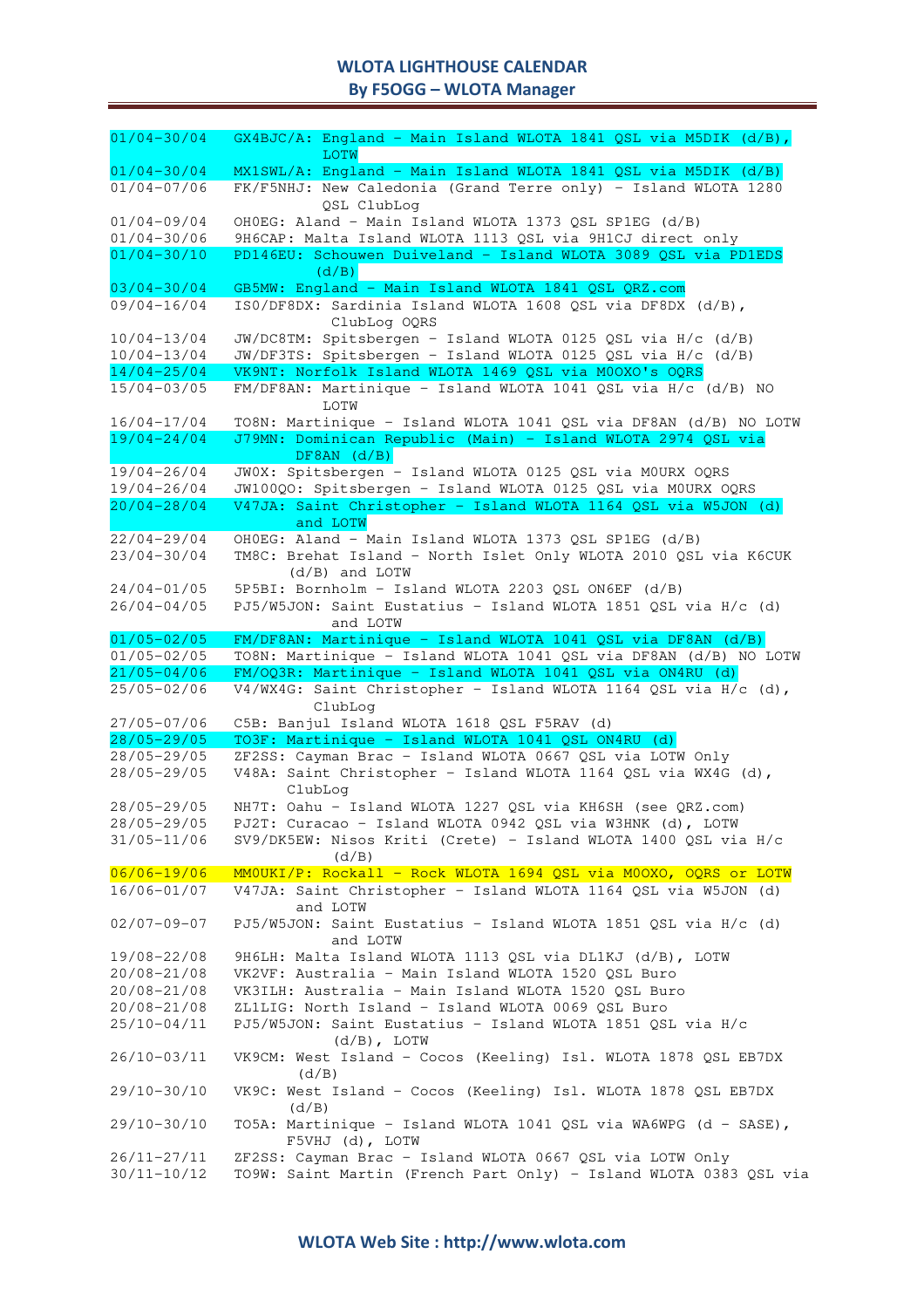| | |
|---|---|
| 01/04-30/04 | GX4BJC/A: England - Main Island WLOTA 1841 QSL via M5DIK (d/B), LOTW |
| 01/04-30/04 | MX1SWL/A: England - Main Island WLOTA 1841 QSL via M5DIK (d/B) |
| 01/04-07/06 | FK/F5NHJ: New Caledonia (Grand Terre only) - Island WLOTA 1280 QSL ClubLog |
| 01/04-09/04 | OH0EG: Aland - Main Island WLOTA 1373 QSL SP1EG (d/B) |
| 01/04-30/06 | 9H6CAP: Malta Island WLOTA 1113 QSL via 9H1CJ direct only |
| 01/04-30/10 | PD146EU: Schouwen Duiveland - Island WLOTA 3089 QSL via PD1EDS (d/B) |
| 03/04-30/04 | GB5MW: England - Main Island WLOTA 1841 QSL QRZ.com |
| 09/04-16/04 | IS0/DF8DX: Sardinia Island WLOTA 1608 QSL via DF8DX (d/B), ClubLog OQRS |
| 10/04-13/04 | JW/DC8TM: Spitsbergen - Island WLOTA 0125 QSL via H/c (d/B) |
| 10/04-13/04 | JW/DF3TS: Spitsbergen - Island WLOTA 0125 QSL via H/c (d/B) |
| 14/04-25/04 | VK9NT: Norfolk Island WLOTA 1469 QSL via M0OXO's OQRS |
| 15/04-03/05 | FM/DF8AN: Martinique - Island WLOTA 1041 QSL via H/c (d/B) NO LOTW |
| 16/04-17/04 | TO8N: Martinique - Island WLOTA 1041 QSL via DF8AN (d/B) NO LOTW |
| 19/04-24/04 | J79MN: Dominican Republic (Main) - Island WLOTA 2974 QSL via DF8AN (d/B) |
| 19/04-26/04 | JW0X: Spitsbergen - Island WLOTA 0125 QSL via M0URX OQRS |
| 19/04-26/04 | JW100QO: Spitsbergen - Island WLOTA 0125 QSL via M0URX OQRS |
| 20/04-28/04 | V47JA: Saint Christopher - Island WLOTA 1164 QSL via W5JON (d) and LOTW |
| 22/04-29/04 | OH0EG: Aland - Main Island WLOTA 1373 QSL SP1EG (d/B) |
| 23/04-30/04 | TM8C: Brehat Island - North Islet Only WLOTA 2010 QSL via K6CUK (d/B) and LOTW |
| 24/04-01/05 | 5P5BI: Bornholm - Island WLOTA 2203 QSL ON6EF (d/B) |
| 26/04-04/05 | PJ5/W5JON: Saint Eustatius - Island WLOTA 1851 QSL via H/c (d) and LOTW |
| 01/05-02/05 | FM/DF8AN: Martinique - Island WLOTA 1041 QSL via DF8AN (d/B) |
| 01/05-02/05 | TO8N: Martinique - Island WLOTA 1041 QSL via DF8AN (d/B) NO LOTW |
| 21/05-04/06 | FM/OQ3R: Martinique - Island WLOTA 1041 QSL via ON4RU (d) |
| 25/05-02/06 | V4/WX4G: Saint Christopher - Island WLOTA 1164 QSL via H/c (d), ClubLog |
| 27/05-07/06 | C5B: Banjul Island WLOTA 1618 QSL F5RAV (d) |
| 28/05-29/05 | TO3F: Martinique - Island WLOTA 1041 QSL ON4RU (d) |
| 28/05-29/05 | ZF2SS: Cayman Brac - Island WLOTA 0667 QSL via LOTW Only |
| 28/05-29/05 | V48A: Saint Christopher - Island WLOTA 1164 QSL via WX4G (d), ClubLog |
| 28/05-29/05 | NH7T: Oahu - Island WLOTA 1227 QSL via KH6SH (see QRZ.com) |
| 28/05-29/05 | PJ2T: Curacao - Island WLOTA 0942 QSL via W3HNK (d), LOTW |
| 31/05-11/06 | SV9/DK5EW: Nisos Kriti (Crete) - Island WLOTA 1400 QSL via H/c (d/B) |
| 06/06-19/06 | MM0UKI/P: Rockall - Rock WLOTA 1694 QSL via M0OXO, OQRS or LOTW |
| 16/06-01/07 | V47JA: Saint Christopher - Island WLOTA 1164 QSL via W5JON (d) and LOTW |
| 02/07-09-07 | PJ5/W5JON: Saint Eustatius - Island WLOTA 1851 QSL via H/c (d) and LOTW |
| 19/08-22/08 | 9H6LH: Malta Island WLOTA 1113 QSL via DL1KJ (d/B), LOTW |
| 20/08-21/08 | VK2VF: Australia - Main Island WLOTA 1520 QSL Buro |
| 20/08-21/08 | VK3ILH: Australia - Main Island WLOTA 1520 QSL Buro |
| 20/08-21/08 | ZL1LIG: North Island - Island WLOTA 0069 QSL Buro |
| 25/10-04/11 | PJ5/W5JON: Saint Eustatius - Island WLOTA 1851 QSL via H/c (d/B), LOTW |
| 26/10-03/11 | VK9CM: West Island - Cocos (Keeling) Isl. WLOTA 1878 QSL EB7DX (d/B) |
| 29/10-30/10 | VK9C: West Island - Cocos (Keeling) Isl. WLOTA 1878 QSL EB7DX (d/B) |
| 29/10-30/10 | TO5A: Martinique - Island WLOTA 1041 QSL via WA6WPG (d - SASE), F5VHJ (d), LOTW |
| 26/11-27/11 | ZF2SS: Cayman Brac - Island WLOTA 0667 QSL via LOTW Only |
| 30/11-10/12 | TO9W: Saint Martin (French Part Only) - Island WLOTA 0383 QSL via |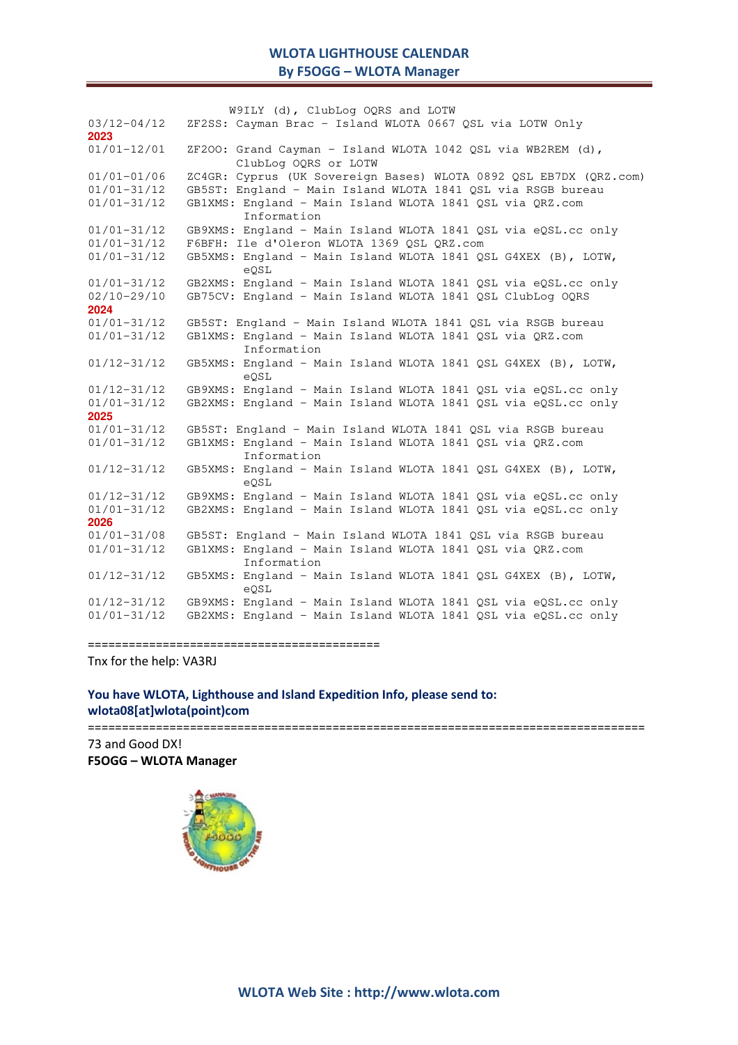W9ILY (d), ClubLog OQRS and LOTW

03/12-04/12 ZF2SS: Cayman Brac - Island WLOTA 0667 QSL via LOTW Only

**2023**

01/01-12/01 ZF2OO: Grand Cayman - Island WLOTA 1042 QSL via WB2REM (d), ClubLog OQRS or LOTW

01/01-01/06 ZC4GR: Cyprus (UK Sovereign Bases) WLOTA 0892 QSL EB7DX (QRZ.com)

01/01-31/12 GB5ST: England - Main Island WLOTA 1841 QSL via RSGB bureau

01/01-31/12 GB1XMS: England - Main Island WLOTA 1841 QSL via QRZ.com Information

01/01-31/12 GB9XMS: England - Main Island WLOTA 1841 QSL via eQSL.cc only

01/01-31/12 F6BFH: Ile d'Oleron WLOTA 1369 QSL QRZ.com

01/01-31/12 GB5XMS: England - Main Island WLOTA 1841 QSL G4XEX (B), LOTW, eQSL

01/01-31/12 GB2XMS: England - Main Island WLOTA 1841 QSL via eQSL.cc only

02/10-29/10 GB75CV: England - Main Island WLOTA 1841 QSL ClubLog OQRS

**2024**

01/01-31/12 GB5ST: England - Main Island WLOTA 1841 QSL via RSGB bureau

01/01-31/12 GB1XMS: England - Main Island WLOTA 1841 QSL via QRZ.com Information

01/12-31/12 GB5XMS: England - Main Island WLOTA 1841 QSL G4XEX (B), LOTW, eQSL

01/12-31/12 GB9XMS: England - Main Island WLOTA 1841 QSL via eQSL.cc only

01/01-31/12 GB2XMS: England - Main Island WLOTA 1841 QSL via eQSL.cc only

**2025**

01/01-31/12 GB5ST: England - Main Island WLOTA 1841 QSL via RSGB bureau

01/01-31/12 GB1XMS: England - Main Island WLOTA 1841 QSL via QRZ.com Information

01/12-31/12 GB5XMS: England - Main Island WLOTA 1841 QSL G4XEX (B), LOTW, eQSL

01/12-31/12 GB9XMS: England - Main Island WLOTA 1841 QSL via eQSL.cc only

01/01-31/12 GB2XMS: England - Main Island WLOTA 1841 QSL via eQSL.cc only

**2026**

01/01-31/08 GB5ST: England - Main Island WLOTA 1841 QSL via RSGB bureau

01/01-31/12 GB1XMS: England - Main Island WLOTA 1841 QSL via QRZ.com Information

01/12-31/12 GB5XMS: England - Main Island WLOTA 1841 QSL G4XEX (B), LOTW, eQSL

01/12-31/12 GB9XMS: England - Main Island WLOTA 1841 QSL via eQSL.cc only

01/01-31/12 GB2XMS: England - Main Island WLOTA 1841 QSL via eQSL.cc only

==========================================

Tnx for the help: VA3RJ

**You have WLOTA, Lighthouse and Island Expedition Info, please send to: wlota08[at]wlota(point)com**

================================================================================

73 and Good DX!

**F5OGG – WLOTA Manager**